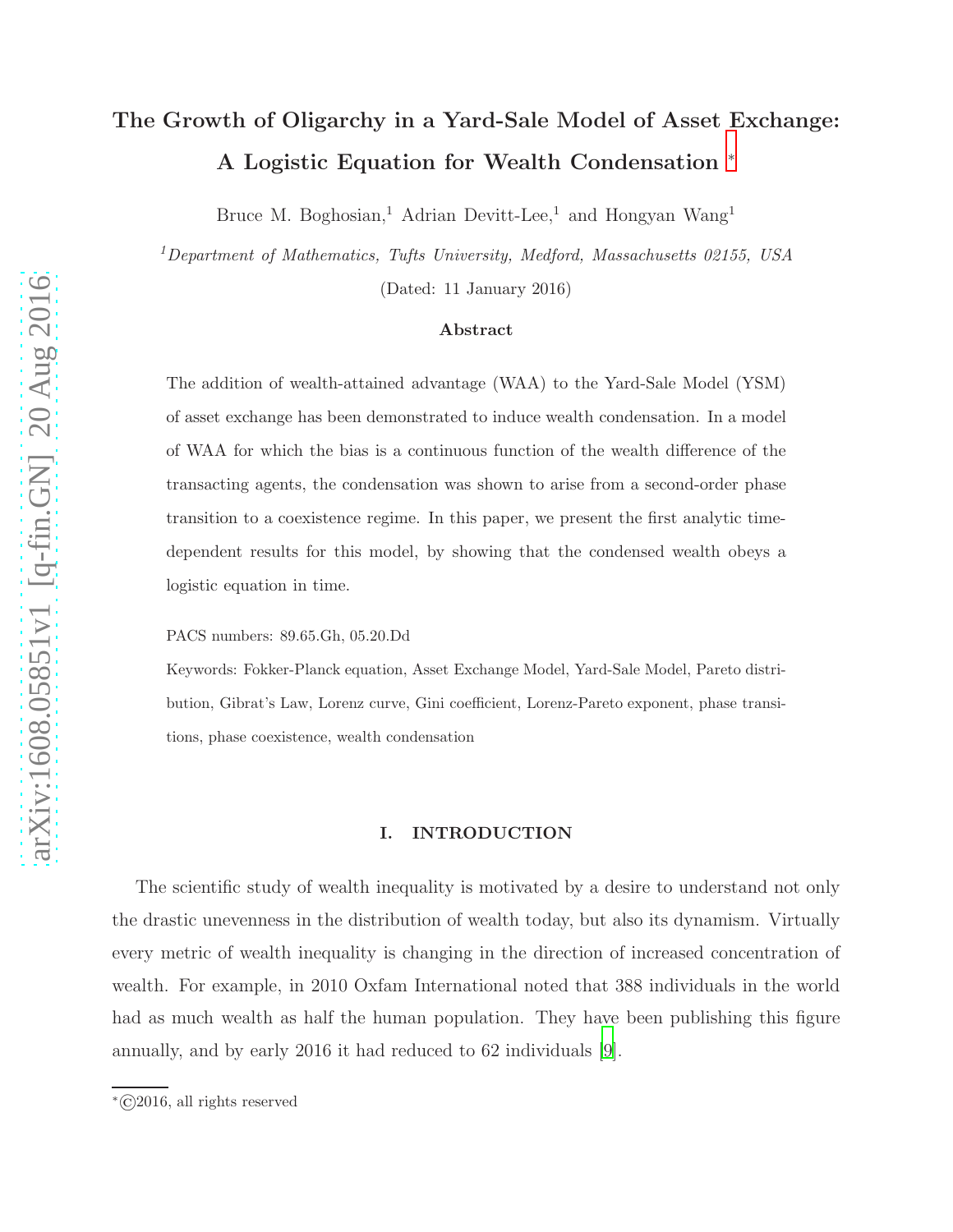# The Growth of Oligarchy in a Yard-Sale Model of Asset Exchange: A Logistic Equation for Wealth Condensation *

Bruce M. Boghosian,[1] Adrian Devitt-Lee,[1] and Hongyan Wang[1]

[1]*Department of Mathematics, Tufts University, Medford, Massachusetts 02155, USA*

(Dated: 11 January 2016)

## Abstract

The addition of wealth-attained advantage (WAA) to the Yard-Sale Model (YSM) of asset exchange has been demonstrated to induce wealth condensation. In a model of WAA for which the bias is a continuous function of the wealth difference of the transacting agents, the condensation was shown to arise from a second-order phase transition to a coexistence regime. In this paper, we present the first analytic time-dependent results for this model, by showing that the condensed wealth obeys a logistic equation in time.

PACS numbers: 89.65.Gh, 05.20.Dd

Keywords: Fokker-Planck equation, Asset Exchange Model, Yard-Sale Model, Pareto distribution, Gibrat's Law, Lorenz curve, Gini coefficient, Lorenz-Pareto exponent, phase transitions, phase coexistence, wealth condensation

## I. INTRODUCTION

The scientific study of wealth inequality is motivated by a desire to understand not only the drastic unevenness in the distribution of wealth today, but also its dynamism. Virtually every metric of wealth inequality is changing in the direction of increased concentration of wealth. For example, in 2010 Oxfam International noted that 388 individuals in the world had as much wealth as half the human population. They have been publishing this figure annually, and by early 2016 it had reduced to 62 individuals [9].

* ©2016, all rights reserved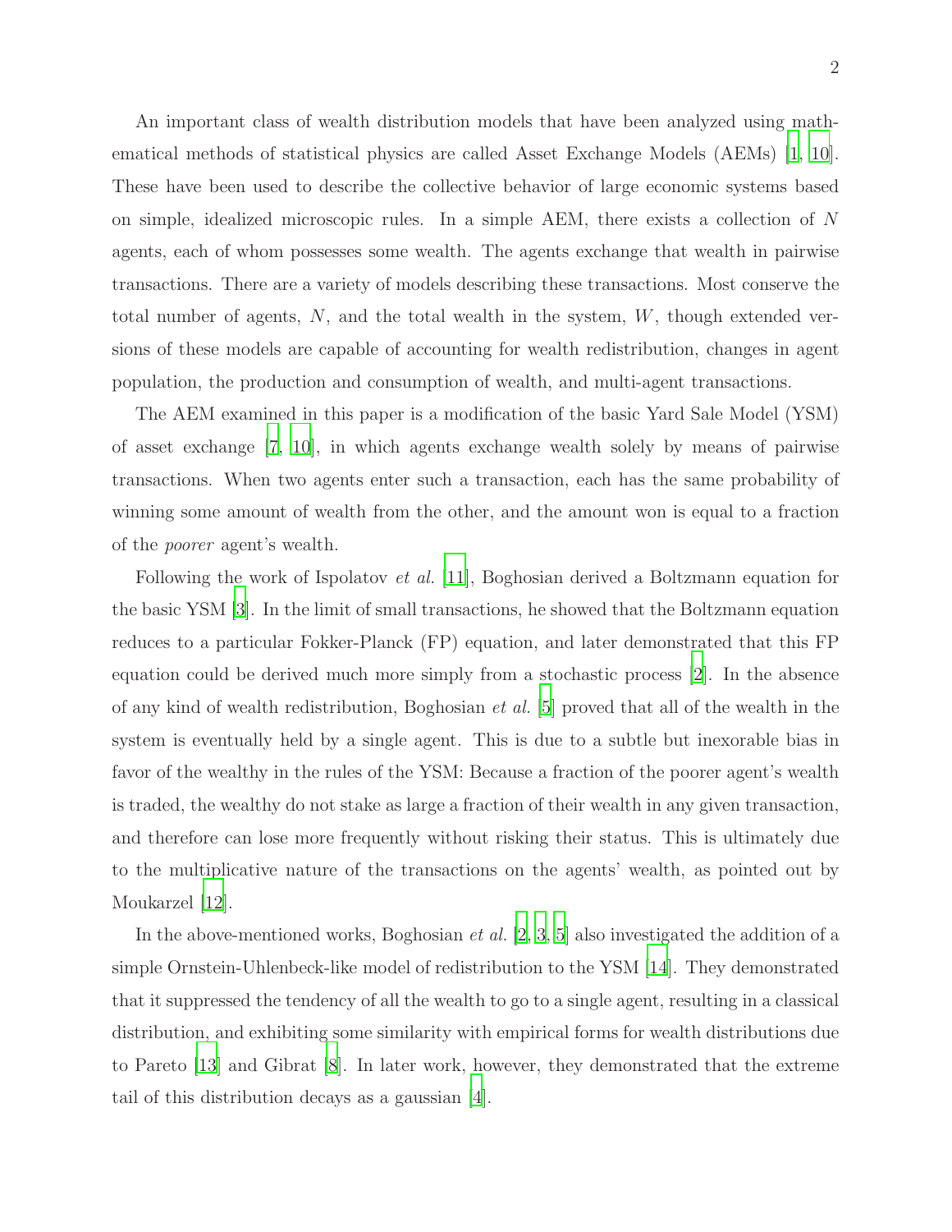An important class of wealth distribution models that have been analyzed using mathematical methods of statistical physics are called Asset Exchange Models (AEMs) [1, 10]. These have been used to describe the collective behavior of large economic systems based on simple, idealized microscopic rules. In a simple AEM, there exists a collection of $N$ agents, each of whom possesses some wealth. The agents exchange that wealth in pairwise transactions. There are a variety of models describing these transactions. Most conserve the total number of agents, $N$, and the total wealth in the system, $W$, though extended versions of these models are capable of accounting for wealth redistribution, changes in agent population, the production and consumption of wealth, and multi-agent transactions.

The AEM examined in this paper is a modification of the basic Yard Sale Model (YSM) of asset exchange [7, 10], in which agents exchange wealth solely by means of pairwise transactions. When two agents enter such a transaction, each has the same probability of winning some amount of wealth from the other, and the amount won is equal to a fraction of the *poorer* agent's wealth.

Following the work of Ispolatov *et al.* [11], Boghosian derived a Boltzmann equation for the basic YSM [3]. In the limit of small transactions, he showed that the Boltzmann equation reduces to a particular Fokker-Planck (FP) equation, and later demonstrated that this FP equation could be derived much more simply from a stochastic process [2]. In the absence of any kind of wealth redistribution, Boghosian *et al.* [5] proved that all of the wealth in the system is eventually held by a single agent. This is due to a subtle but inexorable bias in favor of the wealthy in the rules of the YSM: Because a fraction of the poorer agent's wealth is traded, the wealthy do not stake as large a fraction of their wealth in any given transaction, and therefore can lose more frequently without risking their status. This is ultimately due to the multiplicative nature of the transactions on the agents' wealth, as pointed out by Moukarzel [12].

In the above-mentioned works, Boghosian *et al.* [2, 3, 5] also investigated the addition of a simple Ornstein-Uhlenbeck-like model of redistribution to the YSM [14]. They demonstrated that it suppressed the tendency of all the wealth to go to a single agent, resulting in a classical distribution, and exhibiting some similarity with empirical forms for wealth distributions due to Pareto [13] and Gibrat [8]. In later work, however, they demonstrated that the extreme tail of this distribution decays as a gaussian [4].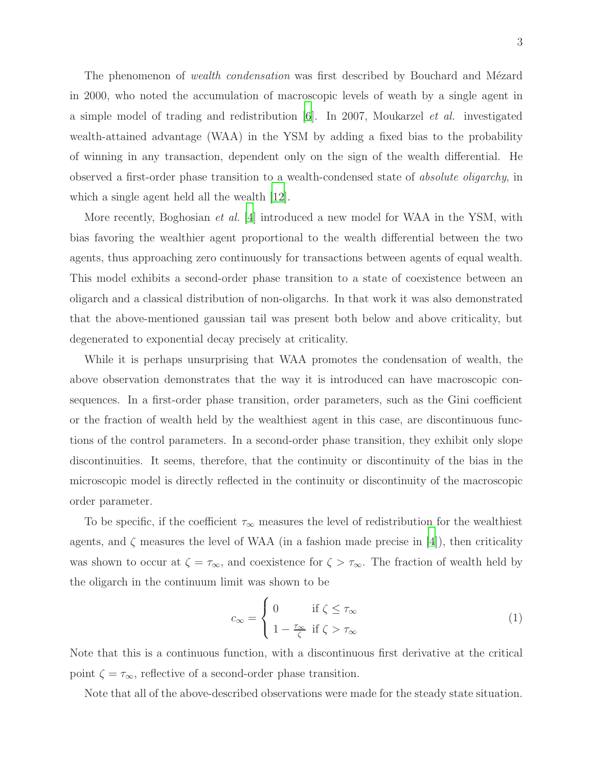The phenomenon of *wealth condensation* was first described by Bouchard and Mézard in 2000, who noted the accumulation of macroscopic levels of weath by a single agent in a simple model of trading and redistribution [6]. In 2007, Moukarzel *et al.* investigated wealth-attained advantage (WAA) in the YSM by adding a fixed bias to the probability of winning in any transaction, dependent only on the sign of the wealth differential. He observed a first-order phase transition to a wealth-condensed state of *absolute oligarchy*, in which a single agent held all the wealth [12].

More recently, Boghosian *et al.* [4] introduced a new model for WAA in the YSM, with bias favoring the wealthier agent proportional to the wealth differential between the two agents, thus approaching zero continuously for transactions between agents of equal wealth. This model exhibits a second-order phase transition to a state of coexistence between an oligarch and a classical distribution of non-oligarchs. In that work it was also demonstrated that the above-mentioned gaussian tail was present both below and above criticality, but degenerated to exponential decay precisely at criticality.

While it is perhaps unsurprising that WAA promotes the condensation of wealth, the above observation demonstrates that the way it is introduced can have macroscopic consequences. In a first-order phase transition, order parameters, such as the Gini coefficient or the fraction of wealth held by the wealthiest agent in this case, are discontinuous functions of the control parameters. In a second-order phase transition, they exhibit only slope discontinuities. It seems, therefore, that the continuity or discontinuity of the bias in the microscopic model is directly reflected in the continuity or discontinuity of the macroscopic order parameter.

To be specific, if the coefficient $\tau_\infty$ measures the level of redistribution for the wealthiest agents, and $\zeta$ measures the level of WAA (in a fashion made precise in [4]), then criticality was shown to occur at $\zeta = \tau_\infty$, and coexistence for $\zeta > \tau_\infty$. The fraction of wealth held by the oligarch in the continuum limit was shown to be

$$c_\infty = \begin{cases} 0 & \text{if } \zeta \leq \tau_\infty \\ 1 - \frac{\tau_\infty}{\zeta} & \text{if } \zeta > \tau_\infty \end{cases} \tag{1}$$

Note that this is a continuous function, with a discontinuous first derivative at the critical point $\zeta = \tau_\infty$, reflective of a second-order phase transition.

Note that all of the above-described observations were made for the steady state situation.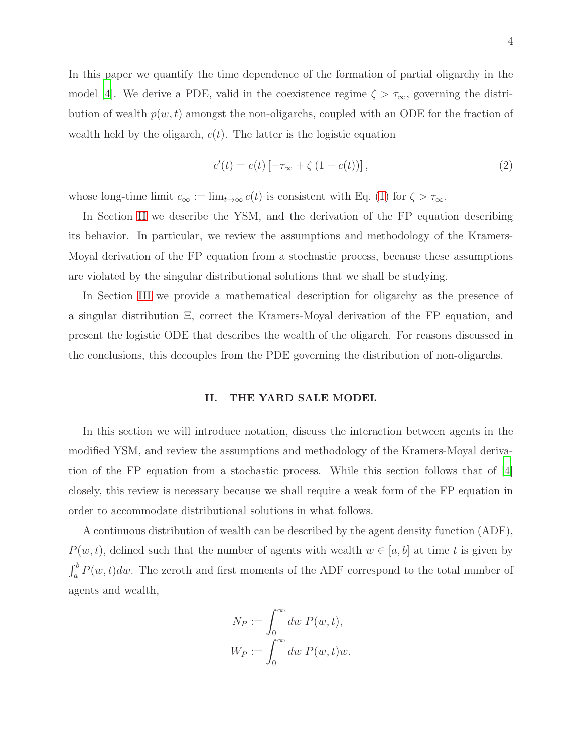In this paper we quantify the time dependence of the formation of partial oligarchy in the model [4]. We derive a PDE, valid in the coexistence regime $\zeta > \tau_\infty$, governing the distribution of wealth $p(w,t)$ amongst the non-oligarchs, coupled with an ODE for the fraction of wealth held by the oligarch, $c(t)$. The latter is the logistic equation

$$c'(t) = c(t)\left[-\tau_\infty + \zeta\left(1 - c(t)\right)\right], \tag{2}$$

whose long-time limit $c_\infty := \lim_{t\to\infty} c(t)$ is consistent with Eq. (1) for $\zeta > \tau_\infty$.

In Section II we describe the YSM, and the derivation of the FP equation describing its behavior. In particular, we review the assumptions and methodology of the Kramers-Moyal derivation of the FP equation from a stochastic process, because these assumptions are violated by the singular distributional solutions that we shall be studying.

In Section III we provide a mathematical description for oligarchy as the presence of a singular distribution $\Xi$, correct the Kramers-Moyal derivation of the FP equation, and present the logistic ODE that describes the wealth of the oligarch. For reasons discussed in the conclusions, this decouples from the PDE governing the distribution of non-oligarchs.

## II. THE YARD SALE MODEL

In this section we will introduce notation, discuss the interaction between agents in the modified YSM, and review the assumptions and methodology of the Kramers-Moyal derivation of the FP equation from a stochastic process. While this section follows that of [4] closely, this review is necessary because we shall require a weak form of the FP equation in order to accommodate distributional solutions in what follows.

A continuous distribution of wealth can be described by the agent density function (ADF), $P(w,t)$, defined such that the number of agents with wealth $w \in [a,b]$ at time $t$ is given by $\int_a^b P(w,t)dw$. The zeroth and first moments of the ADF correspond to the total number of agents and wealth,

$$N_P := \int_0^\infty dw\ P(w,t),$$
$$W_P := \int_0^\infty dw\ P(w,t)w.$$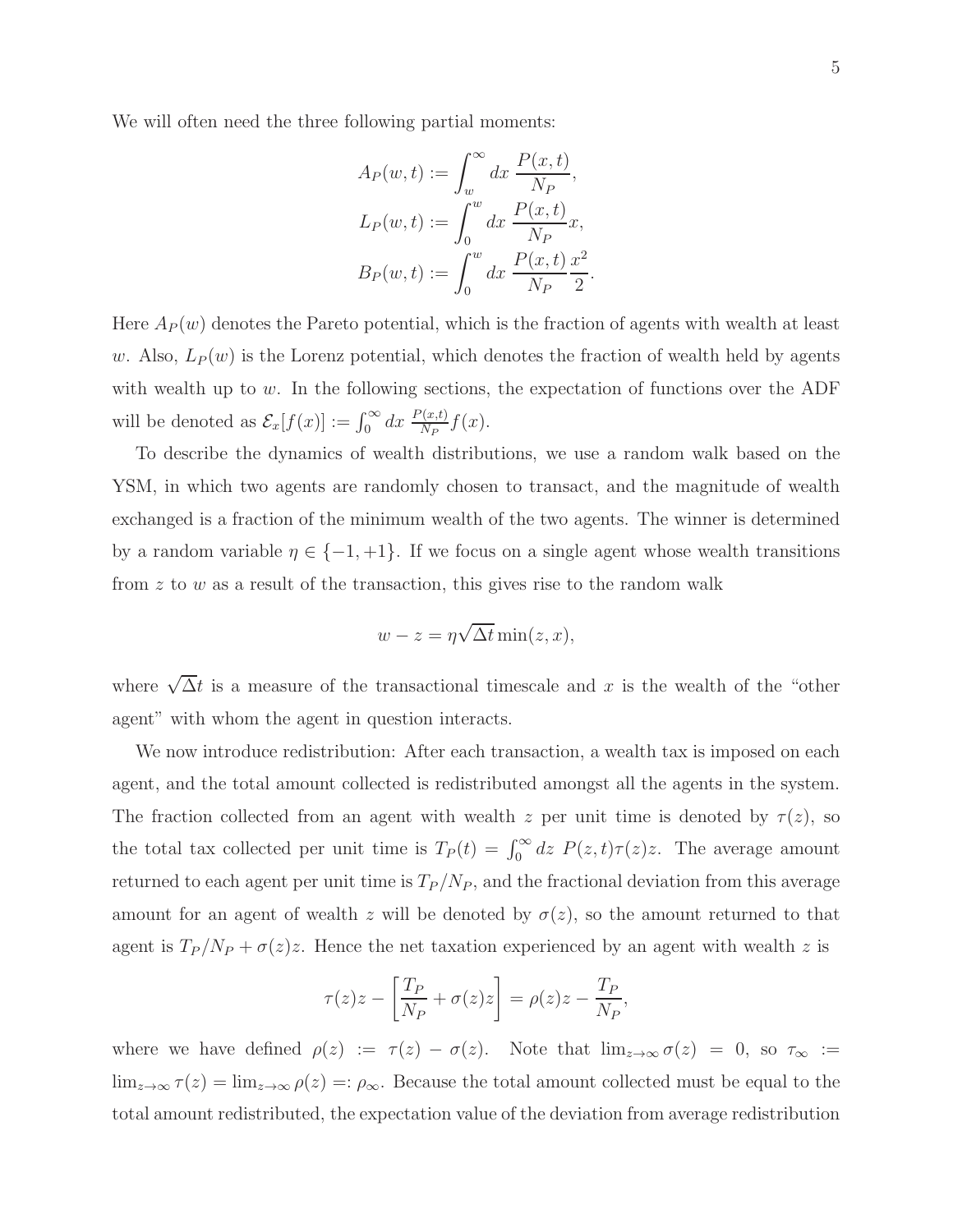We will often need the three following partial moments:

$$
\begin{aligned}
A_P(w,t) &:= \int_w^\infty dx\ \frac{P(x,t)}{N_P}, \\
L_P(w,t) &:= \int_0^w dx\ \frac{P(x,t)}{N_P} x, \\
B_P(w,t) &:= \int_0^w dx\ \frac{P(x,t)}{N_P} \frac{x^2}{2}.
\end{aligned}
$$

Here $A_P(w)$ denotes the Pareto potential, which is the fraction of agents with wealth at least $w$. Also, $L_P(w)$ is the Lorenz potential, which denotes the fraction of wealth held by agents with wealth up to $w$. In the following sections, the expectation of functions over the ADF will be denoted as $\mathcal{E}_x[f(x)] := \int_0^\infty dx\ \frac{P(x,t)}{N_P} f(x)$.

To describe the dynamics of wealth distributions, we use a random walk based on the YSM, in which two agents are randomly chosen to transact, and the magnitude of wealth exchanged is a fraction of the minimum wealth of the two agents. The winner is determined by a random variable $\eta \in \{-1, +1\}$. If we focus on a single agent whose wealth transitions from $z$ to $w$ as a result of the transaction, this gives rise to the random walk

$$
w - z = \eta \sqrt{\Delta t} \min(z, x),
$$

where $\sqrt{\Delta t}$ is a measure of the transactional timescale and $x$ is the wealth of the "other agent" with whom the agent in question interacts.

We now introduce redistribution: After each transaction, a wealth tax is imposed on each agent, and the total amount collected is redistributed amongst all the agents in the system. The fraction collected from an agent with wealth $z$ per unit time is denoted by $\tau(z)$, so the total tax collected per unit time is $T_P(t) = \int_0^\infty dz\ P(z,t)\tau(z)z$. The average amount returned to each agent per unit time is $T_P/N_P$, and the fractional deviation from this average amount for an agent of wealth $z$ will be denoted by $\sigma(z)$, so the amount returned to that agent is $T_P/N_P + \sigma(z)z$. Hence the net taxation experienced by an agent with wealth $z$ is

$$
\tau(z)z - \left[\frac{T_P}{N_P} + \sigma(z)z\right] = \rho(z)z - \frac{T_P}{N_P},
$$

where we have defined $\rho(z) := \tau(z) - \sigma(z)$. Note that $\lim_{z\to\infty} \sigma(z) = 0$, so $\tau_\infty := \lim_{z\to\infty} \tau(z) = \lim_{z\to\infty} \rho(z) =: \rho_\infty$. Because the total amount collected must be equal to the total amount redistributed, the expectation value of the deviation from average redistribution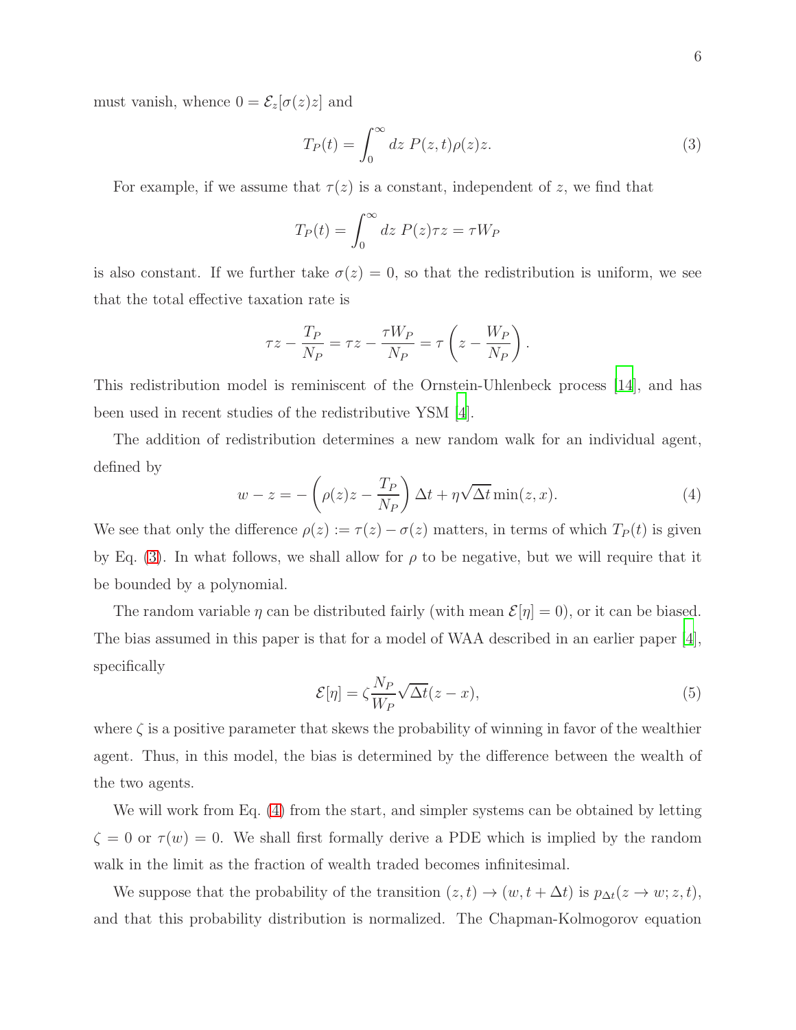must vanish, whence $0 = \mathcal{E}_z[\sigma(z)z]$ and

$$T_P(t) = \int_0^\infty dz\; P(z,t)\rho(z)z. \tag{3}$$

For example, if we assume that $\tau(z)$ is a constant, independent of $z$, we find that

$$T_P(t) = \int_0^\infty dz\; P(z)\tau z = \tau W_P$$

is also constant. If we further take $\sigma(z) = 0$, so that the redistribution is uniform, we see that the total effective taxation rate is

$$\tau z - \frac{T_P}{N_P} = \tau z - \frac{\tau W_P}{N_P} = \tau\left(z - \frac{W_P}{N_P}\right).$$

This redistribution model is reminiscent of the Ornstein-Uhlenbeck process [14], and has been used in recent studies of the redistributive YSM [4].

The addition of redistribution determines a new random walk for an individual agent, defined by

$$w - z = -\left(\rho(z)z - \frac{T_P}{N_P}\right)\Delta t + \eta\sqrt{\Delta t}\min(z,x). \tag{4}$$

We see that only the difference $\rho(z) := \tau(z) - \sigma(z)$ matters, in terms of which $T_P(t)$ is given by Eq. (3). In what follows, we shall allow for $\rho$ to be negative, but we will require that it be bounded by a polynomial.

The random variable $\eta$ can be distributed fairly (with mean $\mathcal{E}[\eta] = 0$), or it can be biased. The bias assumed in this paper is that for a model of WAA described in an earlier paper [4], specifically

$$\mathcal{E}[\eta] = \zeta\frac{N_P}{W_P}\sqrt{\Delta t}(z - x), \tag{5}$$

where $\zeta$ is a positive parameter that skews the probability of winning in favor of the wealthier agent. Thus, in this model, the bias is determined by the difference between the wealth of the two agents.

We will work from Eq. (4) from the start, and simpler systems can be obtained by letting $\zeta = 0$ or $\tau(w) = 0$. We shall first formally derive a PDE which is implied by the random walk in the limit as the fraction of wealth traded becomes infinitesimal.

We suppose that the probability of the transition $(z,t) \to (w, t + \Delta t)$ is $p_{\Delta t}(z \to w; z, t)$, and that this probability distribution is normalized. The Chapman-Kolmogorov equation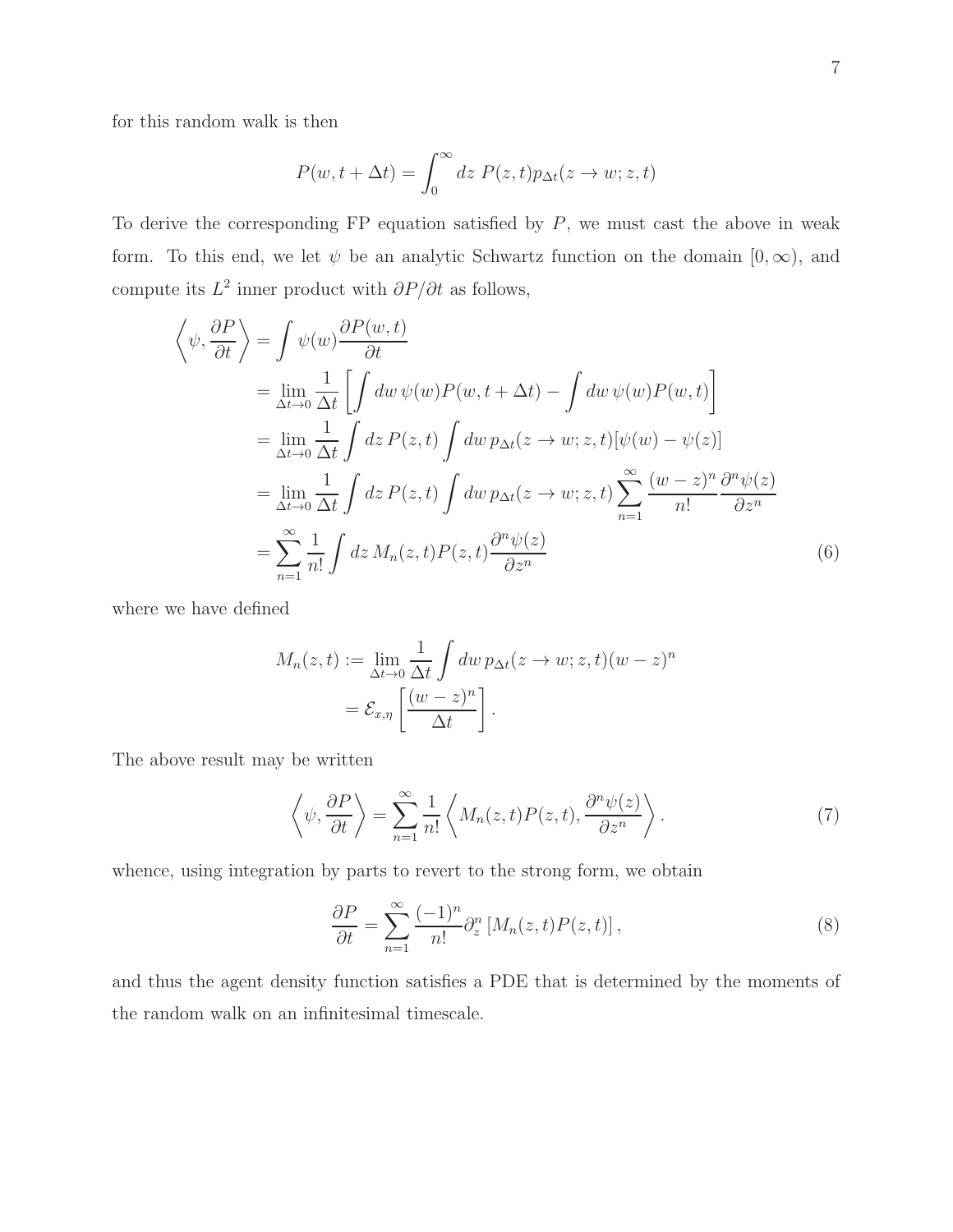for this random walk is then

$$P(w, t + \Delta t) = \int_0^\infty dz\ P(z, t) p_{\Delta t}(z \to w; z, t)$$

To derive the corresponding FP equation satisfied by $P$, we must cast the above in weak form. To this end, we let $\psi$ be an analytic Schwartz function on the domain $[0, \infty)$, and compute its $L^2$ inner product with $\partial P/\partial t$ as follows,

$$\begin{aligned}
\left\langle \psi, \frac{\partial P}{\partial t} \right\rangle &= \int \psi(w) \frac{\partial P(w,t)}{\partial t} \\
&= \lim_{\Delta t \to 0} \frac{1}{\Delta t} \left[ \int dw\, \psi(w) P(w, t + \Delta t) - \int dw\, \psi(w) P(w, t) \right] \\
&= \lim_{\Delta t \to 0} \frac{1}{\Delta t} \int dz\, P(z,t) \int dw\, p_{\Delta t}(z \to w; z, t) [\psi(w) - \psi(z)] \\
&= \lim_{\Delta t \to 0} \frac{1}{\Delta t} \int dz\, P(z,t) \int dw\, p_{\Delta t}(z \to w; z, t) \sum_{n=1}^{\infty} \frac{(w-z)^n}{n!} \frac{\partial^n \psi(z)}{\partial z^n} \\
&= \sum_{n=1}^{\infty} \frac{1}{n!} \int dz\, M_n(z,t) P(z,t) \frac{\partial^n \psi(z)}{\partial z^n}
\end{aligned} \tag{6}$$

where we have defined

$$\begin{aligned}
M_n(z,t) &:= \lim_{\Delta t \to 0} \frac{1}{\Delta t} \int dw\, p_{\Delta t}(z \to w; z, t)(w-z)^n \\
&= \mathcal{E}_{x,\eta} \left[ \frac{(w-z)^n}{\Delta t} \right].
\end{aligned}$$

The above result may be written

$$\left\langle \psi, \frac{\partial P}{\partial t} \right\rangle = \sum_{n=1}^{\infty} \frac{1}{n!} \left\langle M_n(z,t) P(z,t), \frac{\partial^n \psi(z)}{\partial z^n} \right\rangle. \tag{7}$$

whence, using integration by parts to revert to the strong form, we obtain

$$\frac{\partial P}{\partial t} = \sum_{n=1}^{\infty} \frac{(-1)^n}{n!} \partial_z^n \left[ M_n(z,t) P(z,t) \right], \tag{8}$$

and thus the agent density function satisfies a PDE that is determined by the moments of the random walk on an infinitesimal timescale.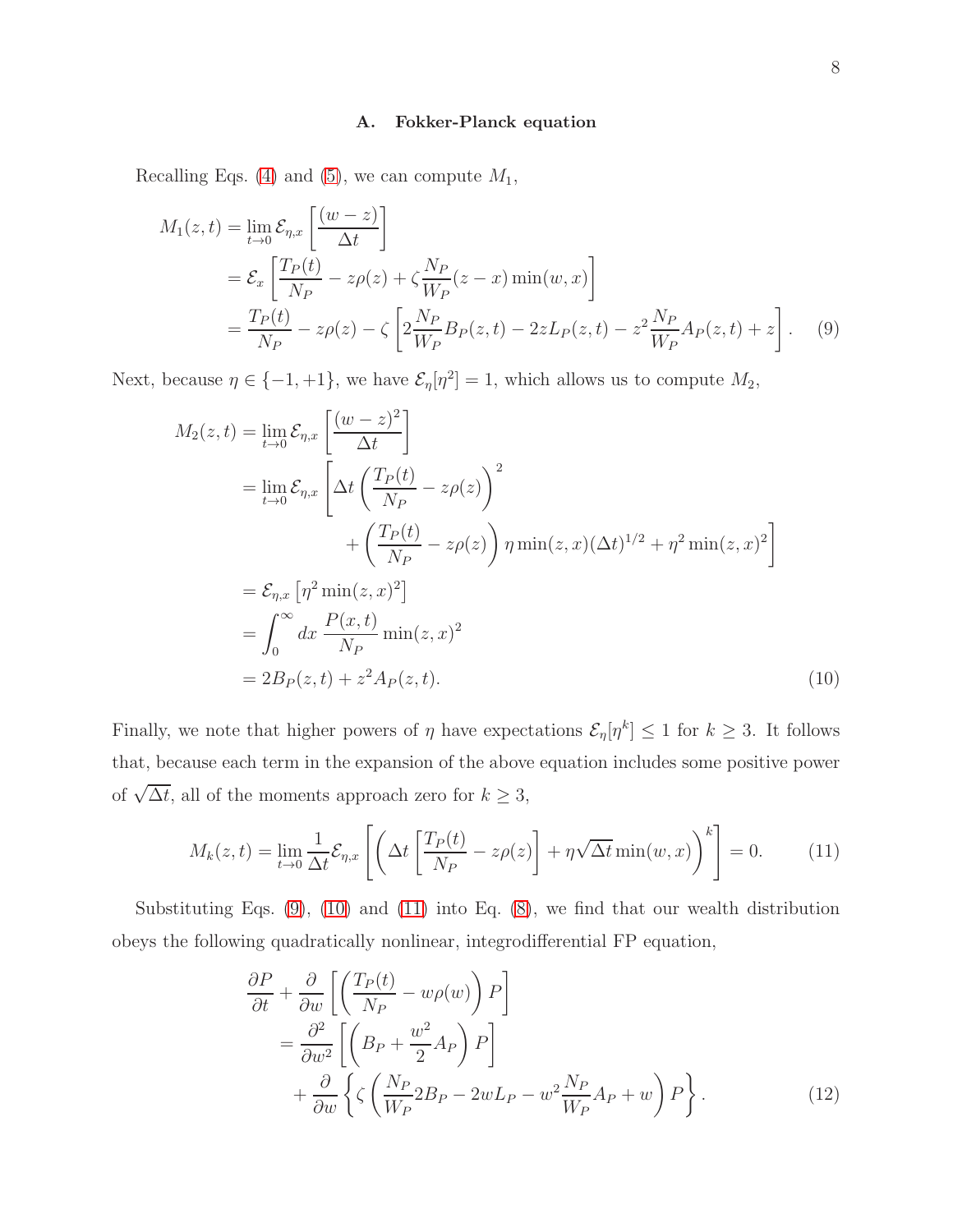### A. Fokker-Planck equation

Recalling Eqs. (4) and (5), we can compute $M_1$,

$$
\begin{aligned}
M_1(z,t) &= \lim_{t\to 0} \mathcal{E}_{\eta,x}\left[\frac{(w-z)}{\Delta t}\right] \\
&= \mathcal{E}_x\left[\frac{T_P(t)}{N_P} - z\rho(z) + \zeta \frac{N_P}{W_P}(z-x)\min(w,x)\right] \\
&= \frac{T_P(t)}{N_P} - z\rho(z) - \zeta\left[2\frac{N_P}{W_P}B_P(z,t) - 2zL_P(z,t) - z^2\frac{N_P}{W_P}A_P(z,t) + z\right]. \quad (9)
\end{aligned}
$$

Next, because $\eta \in \{-1, +1\}$, we have $\mathcal{E}_\eta[\eta^2] = 1$, which allows us to compute $M_2$,

$$
\begin{aligned}
M_2(z,t) &= \lim_{t\to 0} \mathcal{E}_{\eta,x}\left[\frac{(w-z)^2}{\Delta t}\right] \\
&= \lim_{t\to 0} \mathcal{E}_{\eta,x}\Bigg[\Delta t\left(\frac{T_P(t)}{N_P} - z\rho(z)\right)^2 \\
&\qquad + \left(\frac{T_P(t)}{N_P} - z\rho(z)\right)\eta\min(z,x)(\Delta t)^{1/2} + \eta^2\min(z,x)^2\Bigg] \\
&= \mathcal{E}_{\eta,x}\left[\eta^2\min(z,x)^2\right] \\
&= \int_0^\infty dx\ \frac{P(x,t)}{N_P}\min(z,x)^2 \\
&= 2B_P(z,t) + z^2 A_P(z,t). \quad (10)
\end{aligned}
$$

Finally, we note that higher powers of $\eta$ have expectations $\mathcal{E}_\eta[\eta^k] \leq 1$ for $k \geq 3$. It follows that, because each term in the expansion of the above equation includes some positive power of $\sqrt{\Delta t}$, all of the moments approach zero for $k \geq 3$,

$$
M_k(z,t) = \lim_{t\to 0} \frac{1}{\Delta t}\mathcal{E}_{\eta,x}\left[\left(\Delta t\left[\frac{T_P(t)}{N_P} - z\rho(z)\right] + \eta\sqrt{\Delta t}\min(w,x)\right)^k\right] = 0. \quad (11)
$$

Substituting Eqs. (9), (10) and (11) into Eq. (8), we find that our wealth distribution obeys the following quadratically nonlinear, integrodifferential FP equation,

$$
\begin{aligned}
&\frac{\partial P}{\partial t} + \frac{\partial}{\partial w}\left[\left(\frac{T_P(t)}{N_P} - w\rho(w)\right)P\right] \\
&\quad = \frac{\partial^2}{\partial w^2}\left[\left(B_P + \frac{w^2}{2}A_P\right)P\right] \\
&\qquad + \frac{\partial}{\partial w}\left\{\zeta\left(\frac{N_P}{W_P}2B_P - 2wL_P - w^2\frac{N_P}{W_P}A_P + w\right)P\right\}. \quad (12)
\end{aligned}
$$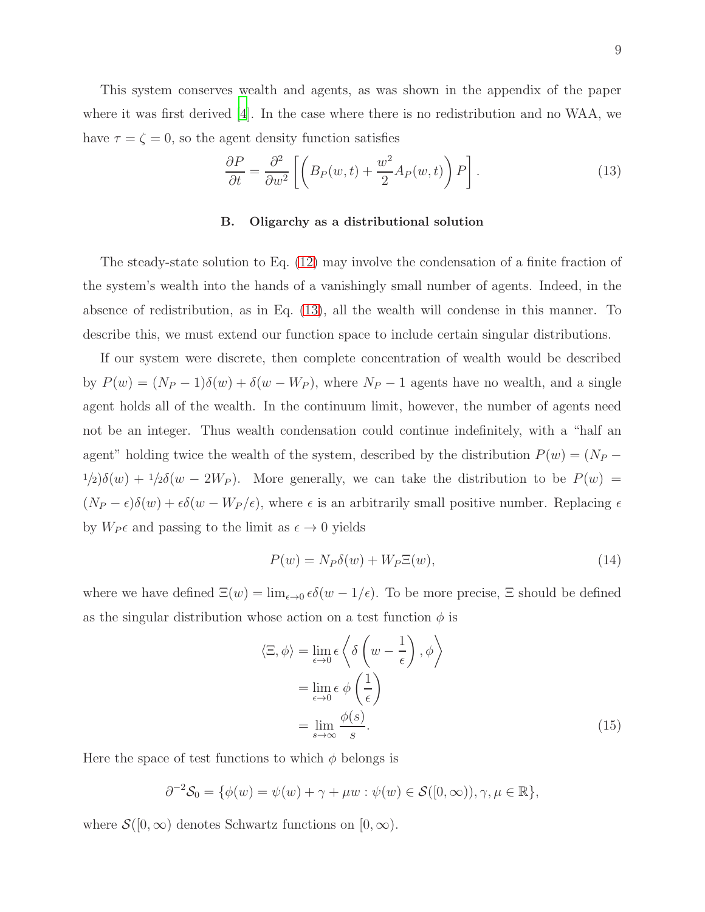This system conserves wealth and agents, as was shown in the appendix of the paper where it was first derived [4]. In the case where there is no redistribution and no WAA, we have $\tau = \zeta = 0$, so the agent density function satisfies

$$\frac{\partial P}{\partial t} = \frac{\partial^2}{\partial w^2}\left[\left(B_P(w,t) + \frac{w^2}{2}A_P(w,t)\right)P\right]. \tag{13}$$

### B. Oligarchy as a distributional solution

The steady-state solution to Eq. (12) may involve the condensation of a finite fraction of the system's wealth into the hands of a vanishingly small number of agents. Indeed, in the absence of redistribution, as in Eq. (13), all the wealth will condense in this manner. To describe this, we must extend our function space to include certain singular distributions.

If our system were discrete, then complete concentration of wealth would be described by $P(w) = (N_P - 1)\delta(w) + \delta(w - W_P)$, where $N_P - 1$ agents have no wealth, and a single agent holds all of the wealth. In the continuum limit, however, the number of agents need not be an integer. Thus wealth condensation could continue indefinitely, with a "half an agent" holding twice the wealth of the system, described by the distribution $P(w) = (N_P - 1/2)\delta(w) + 1/2\delta(w - 2W_P)$. More generally, we can take the distribution to be $P(w) = (N_P - \epsilon)\delta(w) + \epsilon\delta(w - W_P/\epsilon)$, where $\epsilon$ is an arbitrarily small positive number. Replacing $\epsilon$ by $W_P\epsilon$ and passing to the limit as $\epsilon \to 0$ yields

$$P(w) = N_P\delta(w) + W_P\Xi(w), \tag{14}$$

where we have defined $\Xi(w) = \lim_{\epsilon\to 0}\epsilon\delta(w - 1/\epsilon)$. To be more precise, $\Xi$ should be defined as the singular distribution whose action on a test function $\phi$ is

$$\begin{aligned}
\langle \Xi, \phi\rangle &= \lim_{\epsilon\to 0}\epsilon\left\langle \delta\left(w - \frac{1}{\epsilon}\right), \phi\right\rangle \\
&= \lim_{\epsilon\to 0}\epsilon\ \phi\left(\frac{1}{\epsilon}\right) \\
&= \lim_{s\to\infty}\frac{\phi(s)}{s}.
\end{aligned} \tag{15}$$

Here the space of test functions to which $\phi$ belongs is

$$\partial^{-2}\mathcal{S}_0 = \{\phi(w) = \psi(w) + \gamma + \mu w : \psi(w) \in \mathcal{S}([0,\infty)), \gamma, \mu \in \mathbb{R}\},$$

where $\mathcal{S}([0,\infty)$ denotes Schwartz functions on $[0,\infty)$.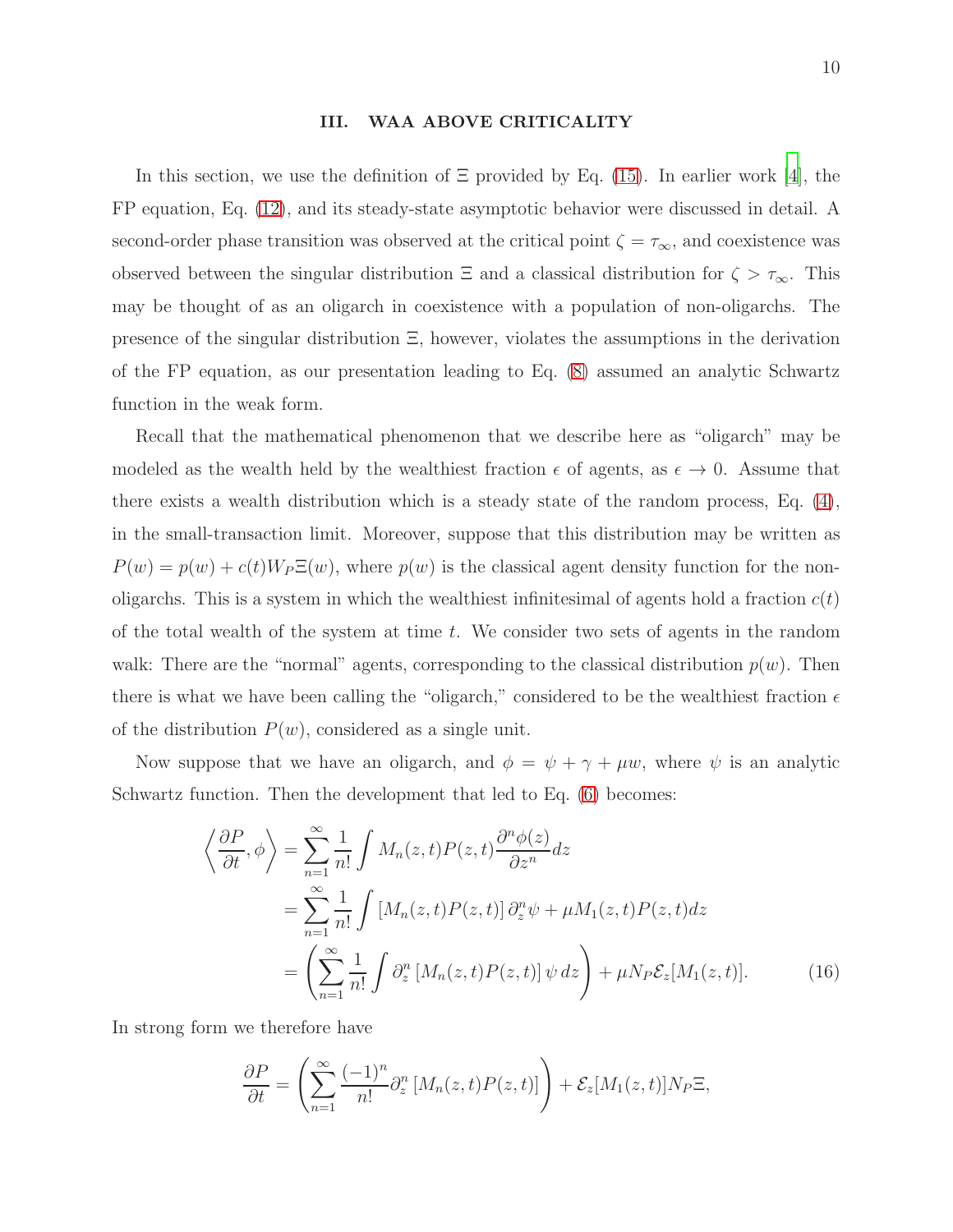## III. WAA ABOVE CRITICALITY

In this section, we use the definition of $\Xi$ provided by Eq. (15). In earlier work [4], the FP equation, Eq. (12), and its steady-state asymptotic behavior were discussed in detail. A second-order phase transition was observed at the critical point $\zeta = \tau_\infty$, and coexistence was observed between the singular distribution $\Xi$ and a classical distribution for $\zeta > \tau_\infty$. This may be thought of as an oligarch in coexistence with a population of non-oligarchs. The presence of the singular distribution $\Xi$, however, violates the assumptions in the derivation of the FP equation, as our presentation leading to Eq. (8) assumed an analytic Schwartz function in the weak form.

Recall that the mathematical phenomenon that we describe here as "oligarch" may be modeled as the wealth held by the wealthiest fraction $\epsilon$ of agents, as $\epsilon \to 0$. Assume that there exists a wealth distribution which is a steady state of the random process, Eq. (4), in the small-transaction limit. Moreover, suppose that this distribution may be written as $P(w) = p(w) + c(t)W_P\Xi(w)$, where $p(w)$ is the classical agent density function for the non-oligarchs. This is a system in which the wealthiest infinitesimal of agents hold a fraction $c(t)$ of the total wealth of the system at time $t$. We consider two sets of agents in the random walk: There are the "normal" agents, corresponding to the classical distribution $p(w)$. Then there is what we have been calling the "oligarch," considered to be the wealthiest fraction $\epsilon$ of the distribution $P(w)$, considered as a single unit.

Now suppose that we have an oligarch, and $\phi = \psi + \gamma + \mu w$, where $\psi$ is an analytic Schwartz function. Then the development that led to Eq. (6) becomes:

$$
\begin{aligned}
\left\langle \frac{\partial P}{\partial t}, \phi \right\rangle &= \sum_{n=1}^{\infty} \frac{1}{n!} \int M_n(z,t) P(z,t) \frac{\partial^n \phi(z)}{\partial z^n} dz \\
&= \sum_{n=1}^{\infty} \frac{1}{n!} \int \left[ M_n(z,t) P(z,t) \right] \partial_z^n \psi + \mu M_1(z,t) P(z,t) dz \\
&= \left( \sum_{n=1}^{\infty} \frac{1}{n!} \int \partial_z^n \left[ M_n(z,t) P(z,t) \right] \psi \, dz \right) + \mu N_P \mathcal{E}_z[M_1(z,t)]. \qquad (16)
\end{aligned}
$$

In strong form we therefore have

$$
\frac{\partial P}{\partial t} = \left( \sum_{n=1}^{\infty} \frac{(-1)^n}{n!} \partial_z^n \left[ M_n(z,t) P(z,t) \right] \right) + \mathcal{E}_z[M_1(z,t)] N_P \Xi,
$$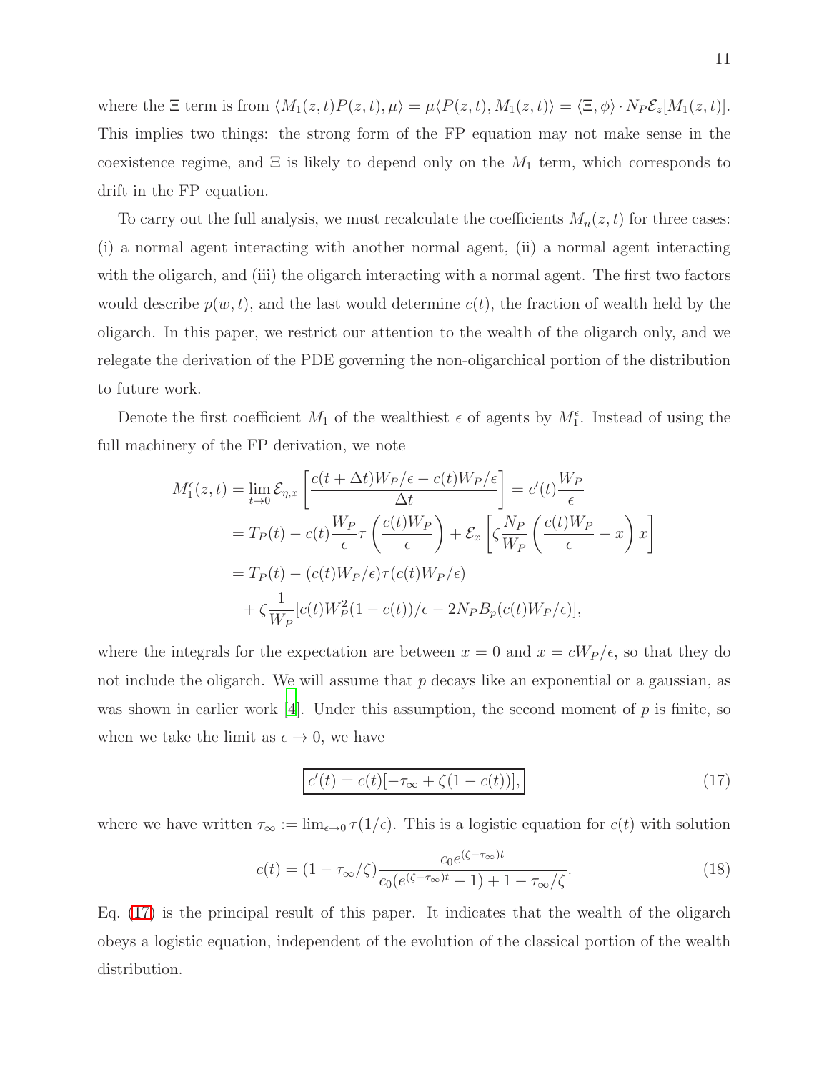where the $\Xi$ term is from $\langle M_1(z,t)P(z,t), \mu\rangle = \mu\langle P(z,t), M_1(z,t)\rangle = \langle \Xi, \phi\rangle \cdot N_P \mathcal{E}_z[M_1(z,t)]$. This implies two things: the strong form of the FP equation may not make sense in the coexistence regime, and $\Xi$ is likely to depend only on the $M_1$ term, which corresponds to drift in the FP equation.

To carry out the full analysis, we must recalculate the coefficients $M_n(z,t)$ for three cases: (i) a normal agent interacting with another normal agent, (ii) a normal agent interacting with the oligarch, and (iii) the oligarch interacting with a normal agent. The first two factors would describe $p(w,t)$, and the last would determine $c(t)$, the fraction of wealth held by the oligarch. In this paper, we restrict our attention to the wealth of the oligarch only, and we relegate the derivation of the PDE governing the non-oligarchical portion of the distribution to future work.

Denote the first coefficient $M_1$ of the wealthiest $\epsilon$ of agents by $M_1^\epsilon$. Instead of using the full machinery of the FP derivation, we note

$$
\begin{aligned}
M_1^\epsilon(z,t) &= \lim_{t\to 0} \mathcal{E}_{\eta,x}\left[\frac{c(t+\Delta t)W_P/\epsilon - c(t)W_P/\epsilon}{\Delta t}\right] = c'(t)\frac{W_P}{\epsilon} \\
&= T_P(t) - c(t)\frac{W_P}{\epsilon}\tau\left(\frac{c(t)W_P}{\epsilon}\right) + \mathcal{E}_x\left[\zeta\frac{N_P}{W_P}\left(\frac{c(t)W_P}{\epsilon} - x\right)x\right] \\
&= T_P(t) - (c(t)W_P/\epsilon)\tau(c(t)W_P/\epsilon) \\
&\quad + \zeta\frac{1}{W_P}[c(t)W_P^2(1-c(t))/\epsilon - 2N_P B_p(c(t)W_P/\epsilon)],
\end{aligned}
$$

where the integrals for the expectation are between $x = 0$ and $x = cW_P/\epsilon$, so that they do not include the oligarch. We will assume that $p$ decays like an exponential or a gaussian, as was shown in earlier work [4]. Under this assumption, the second moment of $p$ is finite, so when we take the limit as $\epsilon \to 0$, we have

$$
\boxed{c'(t) = c(t)[-\tau_\infty + \zeta(1-c(t))],} \tag{17}
$$

where we have written $\tau_\infty := \lim_{\epsilon\to 0}\tau(1/\epsilon)$. This is a logistic equation for $c(t)$ with solution

$$
c(t) = (1-\tau_\infty/\zeta)\frac{c_0 e^{(\zeta-\tau_\infty)t}}{c_0(e^{(\zeta-\tau_\infty)t} - 1) + 1 - \tau_\infty/\zeta}. \tag{18}
$$

Eq. (17) is the principal result of this paper. It indicates that the wealth of the oligarch obeys a logistic equation, independent of the evolution of the classical portion of the wealth distribution.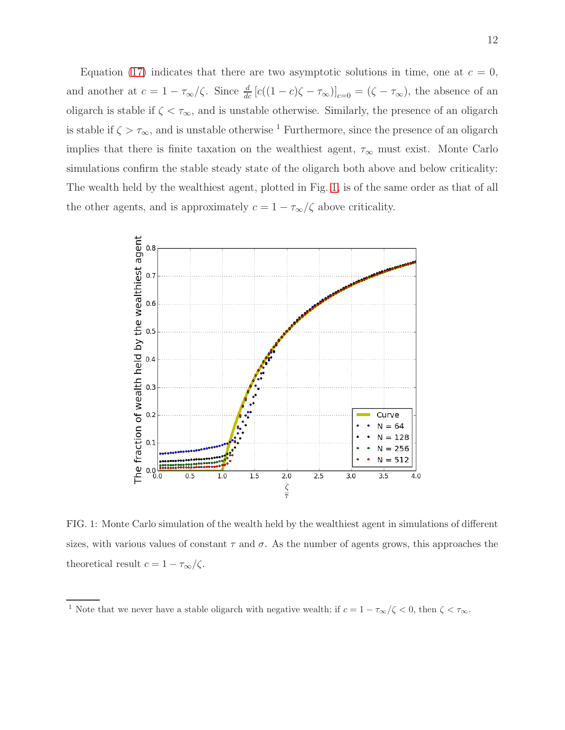Equation (17) indicates that there are two asymptotic solutions in time, one at $c = 0$, and another at $c = 1 - \tau_\infty/\zeta$. Since $\frac{d}{dc}\left[c((1-c)\zeta - \tau_\infty)\right]_{c=0} = (\zeta - \tau_\infty)$, the absence of an oligarch is stable if $\zeta < \tau_\infty$, and is unstable otherwise. Similarly, the presence of an oligarch is stable if $\zeta > \tau_\infty$, and is unstable otherwise [1] Furthermore, since the presence of an oligarch implies that there is finite taxation on the wealthiest agent, $\tau_\infty$ must exist. Monte Carlo simulations confirm the stable steady state of the oligarch both above and below criticality: The wealth held by the wealthiest agent, plotted in Fig. 1, is of the same order as that of all the other agents, and is approximately $c = 1 - \tau_\infty/\zeta$ above criticality.

The fraction of wealth held by the wealthiest agent

0.8
0.7
0.6
0.5
0.4
0.3
0.2
0.1
0.0

0.0 0.5 1.0 1.5 2.0 2.5 3.0 3.5 4.0

$\frac{\zeta}{\bar{\tau}}$

Curve
N = 64
N = 128
N = 256
N = 512

FIG. 1: Monte Carlo simulation of the wealth held by the wealthiest agent in simulations of different sizes, with various values of constant $\tau$ and $\sigma$. As the number of agents grows, this approaches the theoretical result $c = 1 - \tau_\infty/\zeta$.

[1] Note that we never have a stable oligarch with negative wealth; if $c = 1 - \tau_\infty/\zeta < 0$, then $\zeta < \tau_\infty$.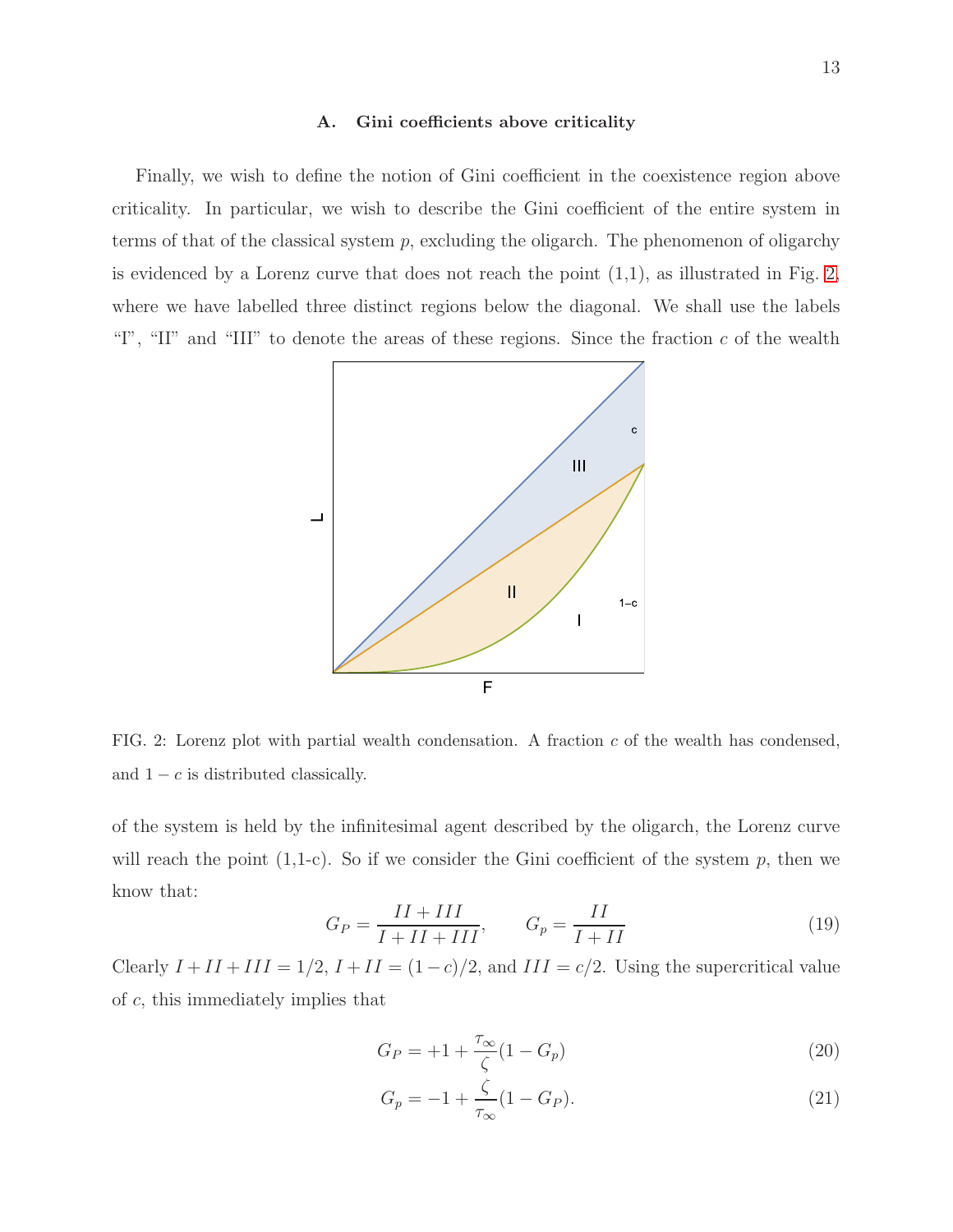### A. Gini coefficients above criticality

Finally, we wish to define the notion of Gini coefficient in the coexistence region above criticality. In particular, we wish to describe the Gini coefficient of the entire system in terms of that of the classical system $p$, excluding the oligarch. The phenomenon of oligarchy is evidenced by a Lorenz curve that does not reach the point (1,1), as illustrated in Fig. 2, where we have labelled three distinct regions below the diagonal. We shall use the labels "I", "II" and "III" to denote the areas of these regions. Since the fraction $c$ of the wealth

c
III
L
II
1−c
I
F

FIG. 2: Lorenz plot with partial wealth condensation. A fraction $c$ of the wealth has condensed, and $1-c$ is distributed classically.

of the system is held by the infinitesimal agent described by the oligarch, the Lorenz curve will reach the point (1,1-c). So if we consider the Gini coefficient of the system $p$, then we know that:

$$G_P = \frac{II + III}{I + II + III}, \qquad G_p = \frac{II}{I + II} \tag{19}$$

Clearly $I + II + III = 1/2$, $I + II = (1-c)/2$, and $III = c/2$. Using the supercritical value of $c$, this immediately implies that

$$G_P = +1 + \frac{\tau_\infty}{\zeta}(1 - G_p) \tag{20}$$

$$G_p = -1 + \frac{\zeta}{\tau_\infty}(1 - G_P). \tag{21}$$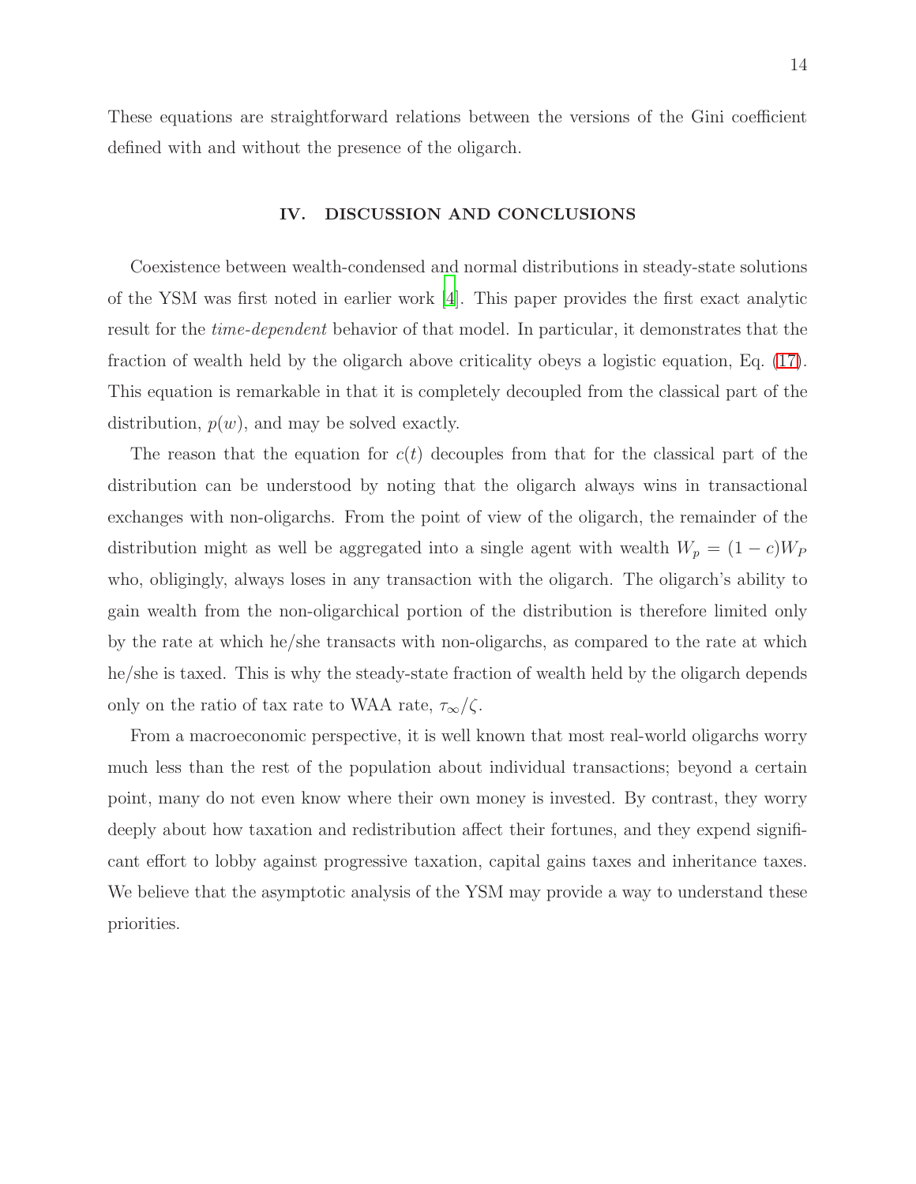These equations are straightforward relations between the versions of the Gini coefficient defined with and without the presence of the oligarch.

## IV. DISCUSSION AND CONCLUSIONS

Coexistence between wealth-condensed and normal distributions in steady-state solutions of the YSM was first noted in earlier work [4]. This paper provides the first exact analytic result for the *time-dependent* behavior of that model. In particular, it demonstrates that the fraction of wealth held by the oligarch above criticality obeys a logistic equation, Eq. (17). This equation is remarkable in that it is completely decoupled from the classical part of the distribution, $p(w)$, and may be solved exactly.

The reason that the equation for $c(t)$ decouples from that for the classical part of the distribution can be understood by noting that the oligarch always wins in transactional exchanges with non-oligarchs. From the point of view of the oligarch, the remainder of the distribution might as well be aggregated into a single agent with wealth $W_p = (1-c)W_P$ who, obligingly, always loses in any transaction with the oligarch. The oligarch's ability to gain wealth from the non-oligarchical portion of the distribution is therefore limited only by the rate at which he/she transacts with non-oligarchs, as compared to the rate at which he/she is taxed. This is why the steady-state fraction of wealth held by the oligarch depends only on the ratio of tax rate to WAA rate, $\tau_\infty/\zeta$.

From a macroeconomic perspective, it is well known that most real-world oligarchs worry much less than the rest of the population about individual transactions; beyond a certain point, many do not even know where their own money is invested. By contrast, they worry deeply about how taxation and redistribution affect their fortunes, and they expend significant effort to lobby against progressive taxation, capital gains taxes and inheritance taxes. We believe that the asymptotic analysis of the YSM may provide a way to understand these priorities.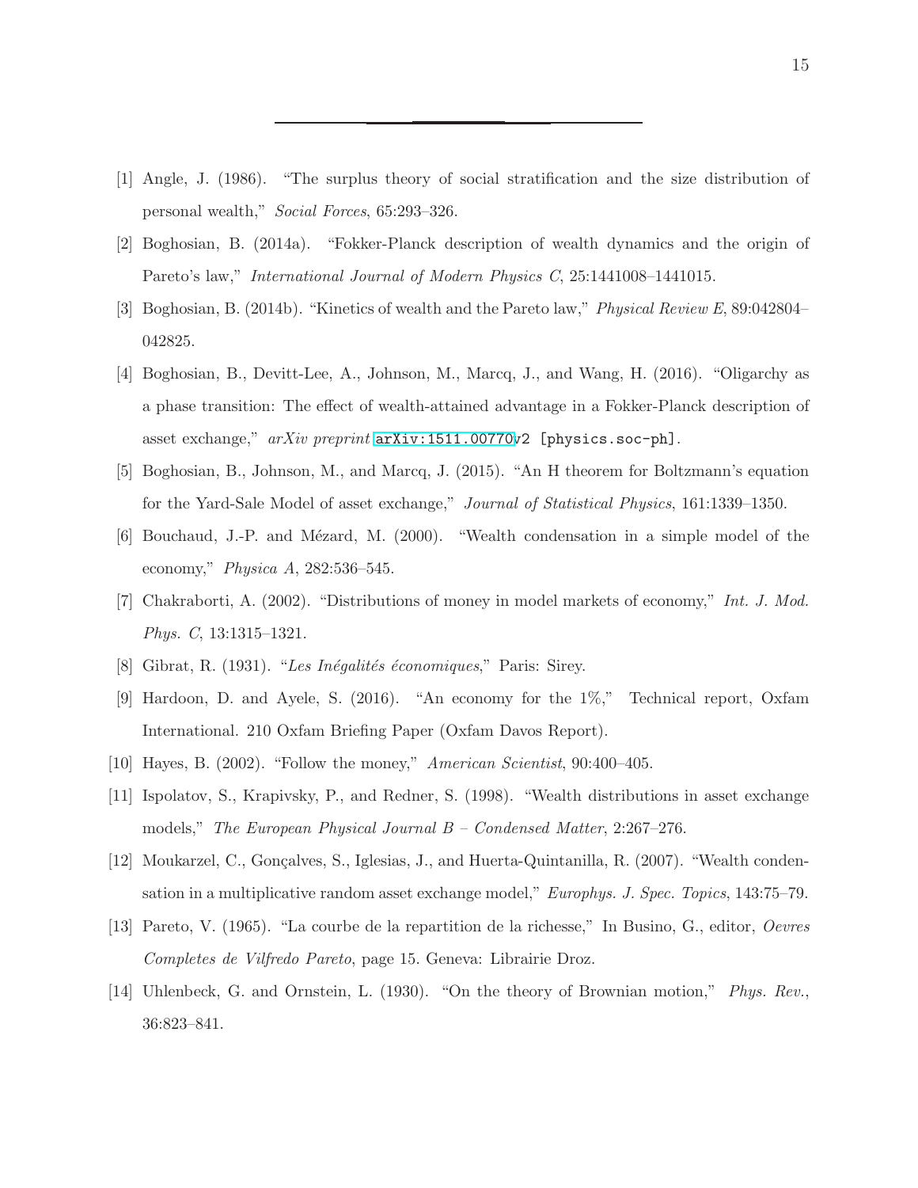[1] Angle, J. (1986). "The surplus theory of social stratification and the size distribution of personal wealth," *Social Forces*, 65:293–326.

[2] Boghosian, B. (2014a). "Fokker-Planck description of wealth dynamics and the origin of Pareto's law," *International Journal of Modern Physics C*, 25:1441008–1441015.

[3] Boghosian, B. (2014b). "Kinetics of wealth and the Pareto law," *Physical Review E*, 89:042804–042825.

[4] Boghosian, B., Devitt-Lee, A., Johnson, M., Marcq, J., and Wang, H. (2016). "Oligarchy as a phase transition: The effect of wealth-attained advantage in a Fokker-Planck description of asset exchange," *arXiv preprint* arXiv:1511.00770v2 [physics.soc-ph].

[5] Boghosian, B., Johnson, M., and Marcq, J. (2015). "An H theorem for Boltzmann's equation for the Yard-Sale Model of asset exchange," *Journal of Statistical Physics*, 161:1339–1350.

[6] Bouchaud, J.-P. and Mézard, M. (2000). "Wealth condensation in a simple model of the economy," *Physica A*, 282:536–545.

[7] Chakraborti, A. (2002). "Distributions of money in model markets of economy," *Int. J. Mod. Phys. C*, 13:1315–1321.

[8] Gibrat, R. (1931). "*Les Inégalités économiques*," Paris: Sirey.

[9] Hardoon, D. and Ayele, S. (2016). "An economy for the 1%," Technical report, Oxfam International. 210 Oxfam Briefing Paper (Oxfam Davos Report).

[10] Hayes, B. (2002). "Follow the money," *American Scientist*, 90:400–405.

[11] Ispolatov, S., Krapivsky, P., and Redner, S. (1998). "Wealth distributions in asset exchange models," *The European Physical Journal B – Condensed Matter*, 2:267–276.

[12] Moukarzel, C., Gonçalves, S., Iglesias, J., and Huerta-Quintanilla, R. (2007). "Wealth condensation in a multiplicative random asset exchange model," *Europhys. J. Spec. Topics*, 143:75–79.

[13] Pareto, V. (1965). "La courbe de la repartition de la richesse," In Busino, G., editor, *Oevres Completes de Vilfredo Pareto*, page 15. Geneva: Librairie Droz.

[14] Uhlenbeck, G. and Ornstein, L. (1930). "On the theory of Brownian motion," *Phys. Rev.*, 36:823–841.